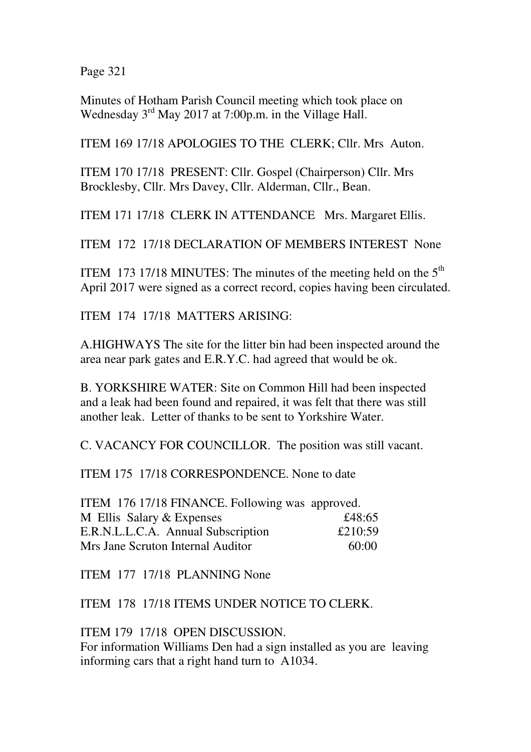Minutes of Hotham Parish Council meeting which took place on Wednesday 3rd May 2017 at 7:00p.m. in the Village Hall.

ITEM 169 17/18 APOLOGIES TO THE CLERK; Cllr. Mrs Auton.

ITEM 170 17/18 PRESENT: Cllr. Gospel (Chairperson) Cllr. Mrs Brocklesby, Cllr. Mrs Davey, Cllr. Alderman, Cllr., Bean.

ITEM 171 17/18 CLERK IN ATTENDANCE Mrs. Margaret Ellis.

ITEM 172 17/18 DECLARATION OF MEMBERS INTEREST None

ITEM 173 17/18 MINUTES: The minutes of the meeting held on the 5th April 2017 were signed as a correct record, copies having been circulated.

ITEM 174 17/18 MATTERS ARISING:

A.HIGHWAYS The site for the litter bin had been inspected around the area near park gates and E.R.Y.C. had agreed that would be ok.

B. YORKSHIRE WATER: Site on Common Hill had been inspected and a leak had been found and repaired, it was felt that there was still another leak. Letter of thanks to be sent to Yorkshire Water.

C. VACANCY FOR COUNCILLOR. The position was still vacant.

ITEM 175 17/18 CORRESPONDENCE. None to date

ITEM 176 17/18 FINANCE. Following was approved.

| | |
|---|---|
| M Ellis Salary & Expenses | £48:65 |
| E.R.N.L.L.C.A. Annual Subscription | £210:59 |
| Mrs Jane Scruton Internal Auditor | 60:00 |

ITEM 177 17/18 PLANNING None

ITEM 178 17/18 ITEMS UNDER NOTICE TO CLERK.

ITEM 179 17/18 OPEN DISCUSSION.
For information Williams Den had a sign installed as you are leaving informing cars that a right hand turn to A1034.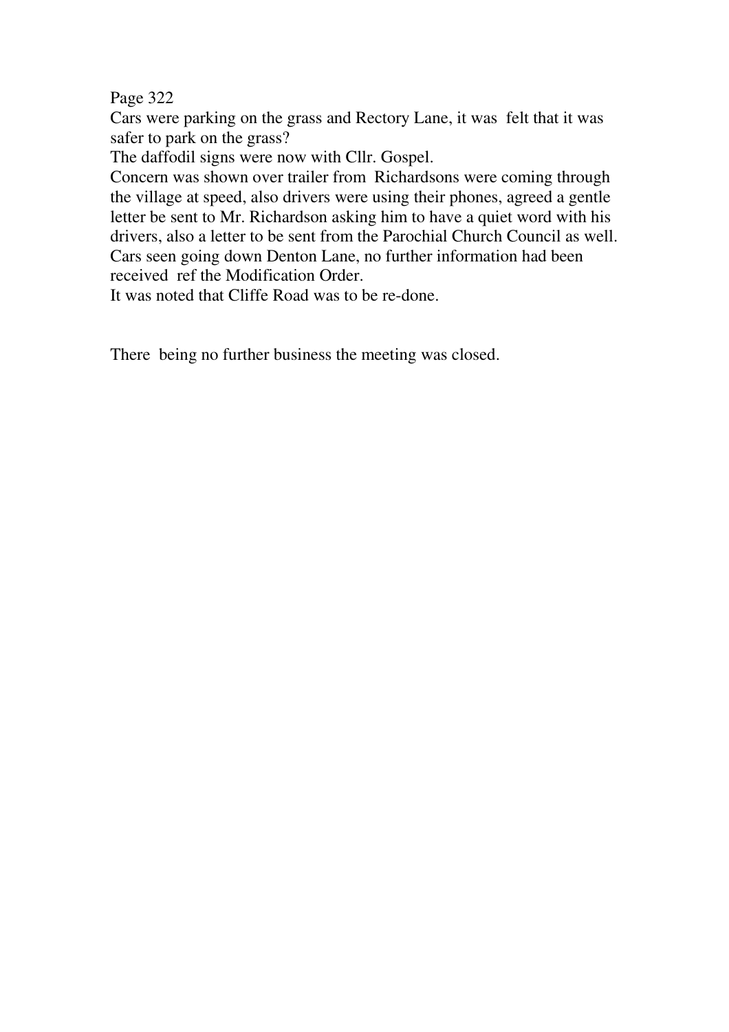Cars were parking on the grass and Rectory Lane, it was felt that it was safer to park on the grass?

The daffodil signs were now with Cllr. Gospel.

Concern was shown over trailer from Richardsons were coming through the village at speed, also drivers were using their phones, agreed a gentle letter be sent to Mr. Richardson asking him to have a quiet word with his drivers, also a letter to be sent from the Parochial Church Council as well.

Cars seen going down Denton Lane, no further information had been received ref the Modification Order.

It was noted that Cliffe Road was to be re-done.

There being no further business the meeting was closed.